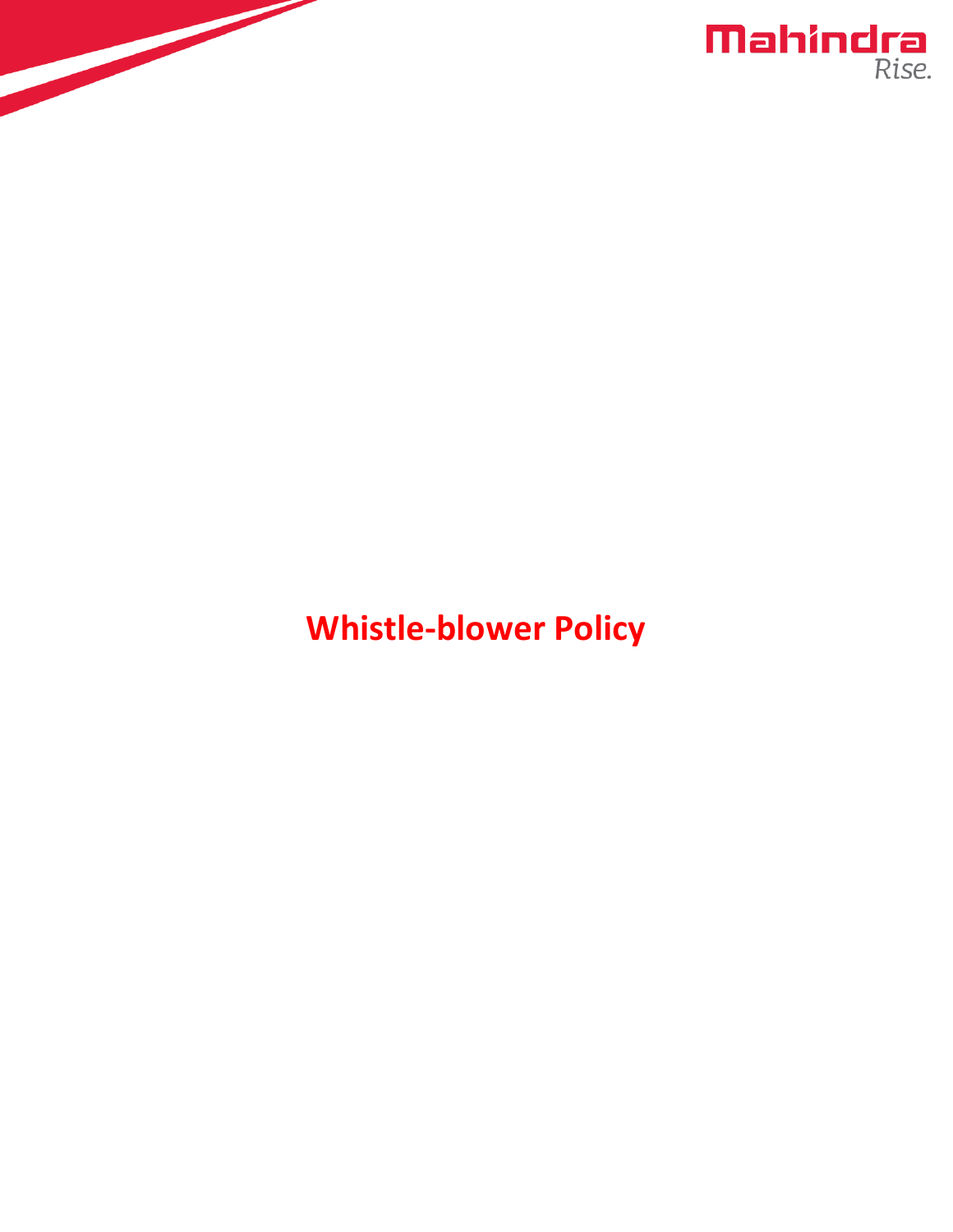# Whistle-blower Policy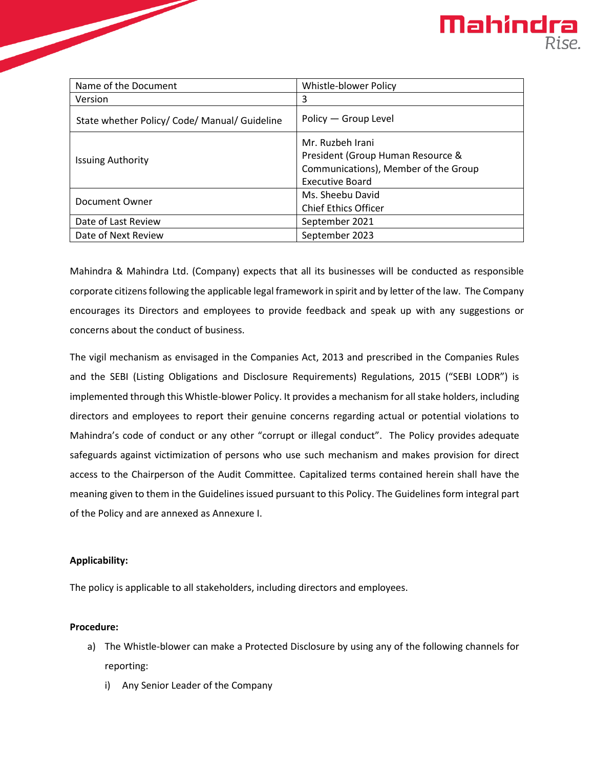| Name of the Document | Whistle-blower Policy |
|---|---|
| Version | 3 |
| State whether Policy/ Code/ Manual/ Guideline | Policy — Group Level |
| Issuing Authority | Mr. Ruzbeh Irani<br>President (Group Human Resource & Communications), Member of the Group Executive Board |
| Document Owner | Ms. Sheebu David<br>Chief Ethics Officer |
| Date of Last Review | September 2021 |
| Date of Next Review | September 2023 |

Mahindra & Mahindra Ltd. (Company) expects that all its businesses will be conducted as responsible corporate citizens following the applicable legal framework in spirit and by letter of the law. The Company encourages its Directors and employees to provide feedback and speak up with any suggestions or concerns about the conduct of business.

The vigil mechanism as envisaged in the Companies Act, 2013 and prescribed in the Companies Rules and the SEBI (Listing Obligations and Disclosure Requirements) Regulations, 2015 ("SEBI LODR") is implemented through this Whistle-blower Policy. It provides a mechanism for all stake holders, including directors and employees to report their genuine concerns regarding actual or potential violations to Mahindra's code of conduct or any other "corrupt or illegal conduct". The Policy provides adequate safeguards against victimization of persons who use such mechanism and makes provision for direct access to the Chairperson of the Audit Committee. Capitalized terms contained herein shall have the meaning given to them in the Guidelines issued pursuant to this Policy. The Guidelines form integral part of the Policy and are annexed as Annexure I.

**Applicability:**

The policy is applicable to all stakeholders, including directors and employees.

**Procedure:**

a) The Whistle-blower can make a Protected Disclosure by using any of the following channels for reporting:

   i) Any Senior Leader of the Company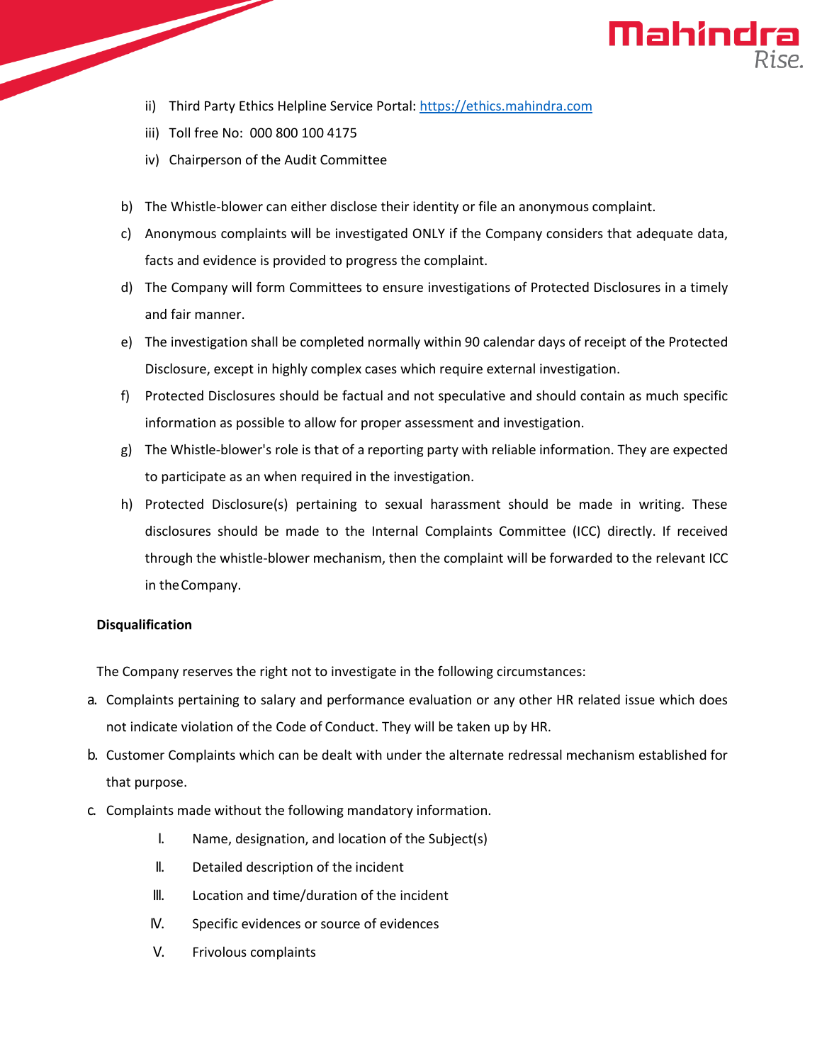ii) Third Party Ethics Helpline Service Portal: [https://ethics.mahindra.com](https://ethics.mahindra.com)

iii) Toll free No: 000 800 100 4175

iv) Chairperson of the Audit Committee

b) The Whistle-blower can either disclose their identity or file an anonymous complaint.

c) Anonymous complaints will be investigated ONLY if the Company considers that adequate data, facts and evidence is provided to progress the complaint.

d) The Company will form Committees to ensure investigations of Protected Disclosures in a timely and fair manner.

e) The investigation shall be completed normally within 90 calendar days of receipt of the Protected Disclosure, except in highly complex cases which require external investigation.

f) Protected Disclosures should be factual and not speculative and should contain as much specific information as possible to allow for proper assessment and investigation.

g) The Whistle-blower's role is that of a reporting party with reliable information. They are expected to participate as an when required in the investigation.

h) Protected Disclosure(s) pertaining to sexual harassment should be made in writing. These disclosures should be made to the Internal Complaints Committee (ICC) directly. If received through the whistle-blower mechanism, then the complaint will be forwarded to the relevant ICC in the Company.

**Disqualification**

The Company reserves the right not to investigate in the following circumstances:

a. Complaints pertaining to salary and performance evaluation or any other HR related issue which does not indicate violation of the Code of Conduct. They will be taken up by HR.

b. Customer Complaints which can be dealt with under the alternate redressal mechanism established for that purpose.

c. Complaints made without the following mandatory information.

   I. Name, designation, and location of the Subject(s)

   II. Detailed description of the incident

   III. Location and time/duration of the incident

   IV. Specific evidences or source of evidences

   V. Frivolous complaints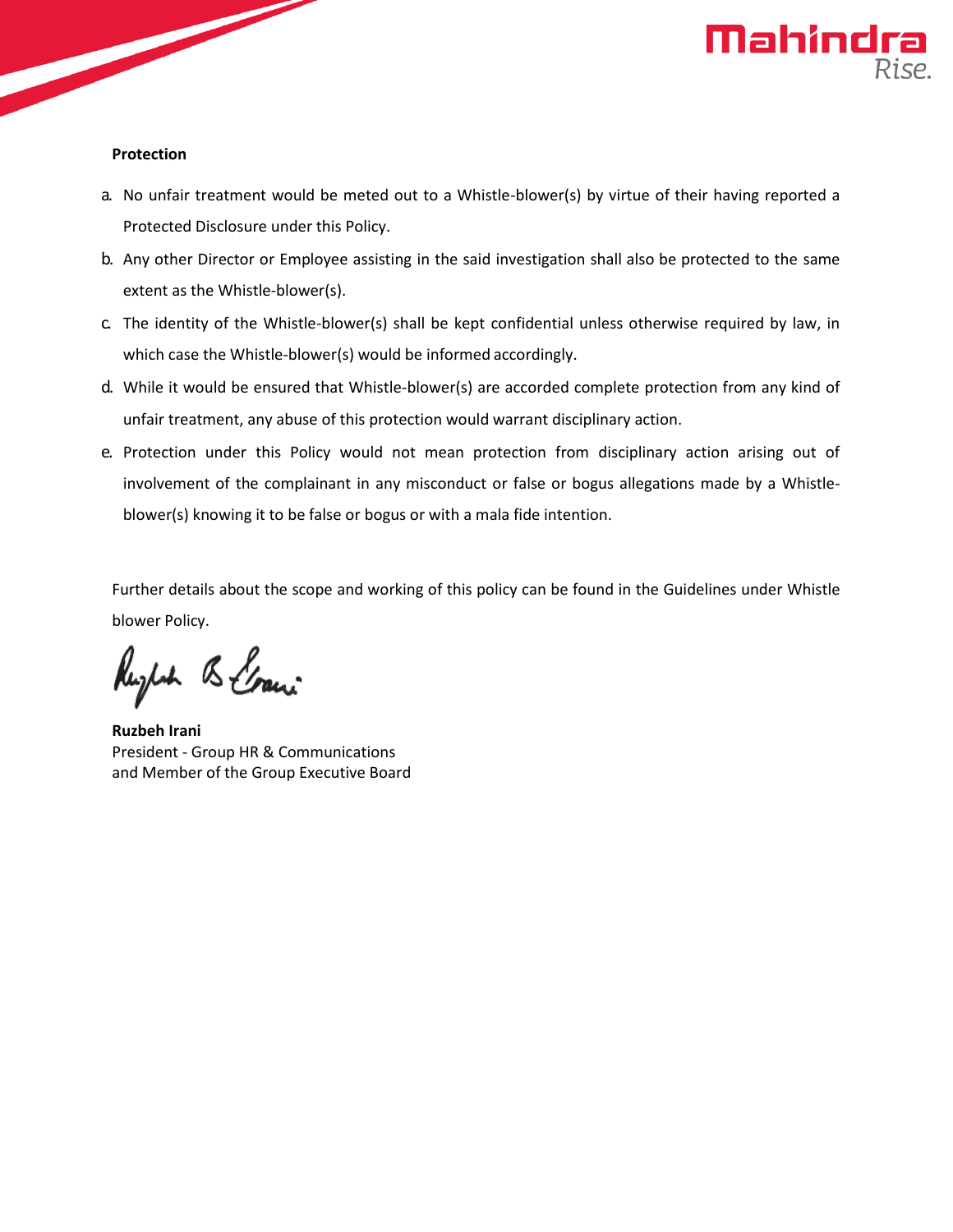**Protection**

a. No unfair treatment would be meted out to a Whistle-blower(s) by virtue of their having reported a Protected Disclosure under this Policy.

b. Any other Director or Employee assisting in the said investigation shall also be protected to the same extent as the Whistle-blower(s).

c. The identity of the Whistle-blower(s) shall be kept confidential unless otherwise required by law, in which case the Whistle-blower(s) would be informed accordingly.

d. While it would be ensured that Whistle-blower(s) are accorded complete protection from any kind of unfair treatment, any abuse of this protection would warrant disciplinary action.

e. Protection under this Policy would not mean protection from disciplinary action arising out of involvement of the complainant in any misconduct or false or bogus allegations made by a Whistle-blower(s) knowing it to be false or bogus or with a mala fide intention.

Further details about the scope and working of this policy can be found in the Guidelines under Whistle blower Policy.

**Ruzbeh Irani**
President - Group HR & Communications
and Member of the Group Executive Board